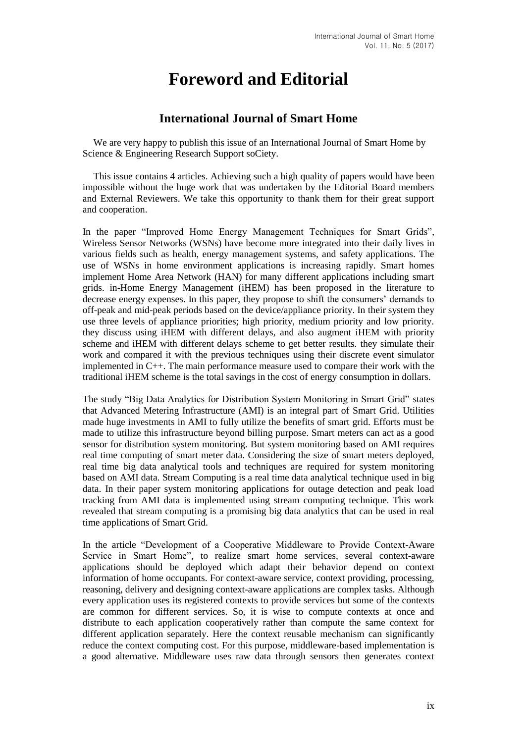# Foreword and Editorial

## International Journal of Smart Home

We are very happy to publish this issue of an International Journal of Smart Home by Science & Engineering Research Support soCiety.

This issue contains 4 articles. Achieving such a high quality of papers would have been impossible without the huge work that was undertaken by the Editorial Board members and External Reviewers. We take this opportunity to thank them for their great support and cooperation.

In the paper "Improved Home Energy Management Techniques for Smart Grids", Wireless Sensor Networks (WSNs) have become more integrated into their daily lives in various fields such as health, energy management systems, and safety applications. The use of WSNs in home environment applications is increasing rapidly. Smart homes implement Home Area Network (HAN) for many different applications including smart grids. in-Home Energy Management (iHEM) has been proposed in the literature to decrease energy expenses. In this paper, they propose to shift the consumers' demands to off-peak and mid-peak periods based on the device/appliance priority. In their system they use three levels of appliance priorities; high priority, medium priority and low priority. they discuss using iHEM with different delays, and also augment iHEM with priority scheme and iHEM with different delays scheme to get better results. they simulate their work and compared it with the previous techniques using their discrete event simulator implemented in C++. The main performance measure used to compare their work with the traditional iHEM scheme is the total savings in the cost of energy consumption in dollars.

The study "Big Data Analytics for Distribution System Monitoring in Smart Grid" states that Advanced Metering Infrastructure (AMI) is an integral part of Smart Grid. Utilities made huge investments in AMI to fully utilize the benefits of smart grid. Efforts must be made to utilize this infrastructure beyond billing purpose. Smart meters can act as a good sensor for distribution system monitoring. But system monitoring based on AMI requires real time computing of smart meter data. Considering the size of smart meters deployed, real time big data analytical tools and techniques are required for system monitoring based on AMI data. Stream Computing is a real time data analytical technique used in big data. In their paper system monitoring applications for outage detection and peak load tracking from AMI data is implemented using stream computing technique. This work revealed that stream computing is a promising big data analytics that can be used in real time applications of Smart Grid.

In the article "Development of a Cooperative Middleware to Provide Context-Aware Service in Smart Home", to realize smart home services, several context-aware applications should be deployed which adapt their behavior depend on context information of home occupants. For context-aware service, context providing, processing, reasoning, delivery and designing context-aware applications are complex tasks. Although every application uses its registered contexts to provide services but some of the contexts are common for different services. So, it is wise to compute contexts at once and distribute to each application cooperatively rather than compute the same context for different application separately. Here the context reusable mechanism can significantly reduce the context computing cost. For this purpose, middleware-based implementation is a good alternative. Middleware uses raw data through sensors then generates context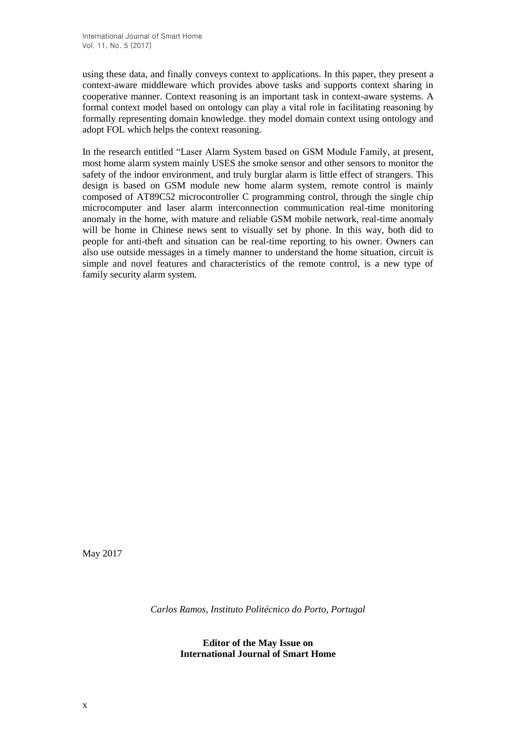using these data, and finally conveys context to applications. In this paper, they present a context-aware middleware which provides above tasks and supports context sharing in cooperative manner. Context reasoning is an important task in context-aware systems. A formal context model based on ontology can play a vital role in facilitating reasoning by formally representing domain knowledge. they model domain context using ontology and adopt FOL which helps the context reasoning.

In the research entitled "Laser Alarm System based on GSM Module Family, at present, most home alarm system mainly USES the smoke sensor and other sensors to monitor the safety of the indoor environment, and truly burglar alarm is little effect of strangers. This design is based on GSM module new home alarm system, remote control is mainly composed of AT89C52 microcontroller C programming control, through the single chip microcomputer and laser alarm interconnection communication real-time monitoring anomaly in the home, with mature and reliable GSM mobile network, real-time anomaly will be home in Chinese news sent to visually set by phone. In this way, both did to people for anti-theft and situation can be real-time reporting to his owner. Owners can also use outside messages in a timely manner to understand the home situation, circuit is simple and novel features and characteristics of the remote control, is a new type of family security alarm system.

May 2017

*Carlos Ramos, Instituto Politécnico do Porto, Portugal*

**Editor of the May Issue on**
**International Journal of Smart Home**